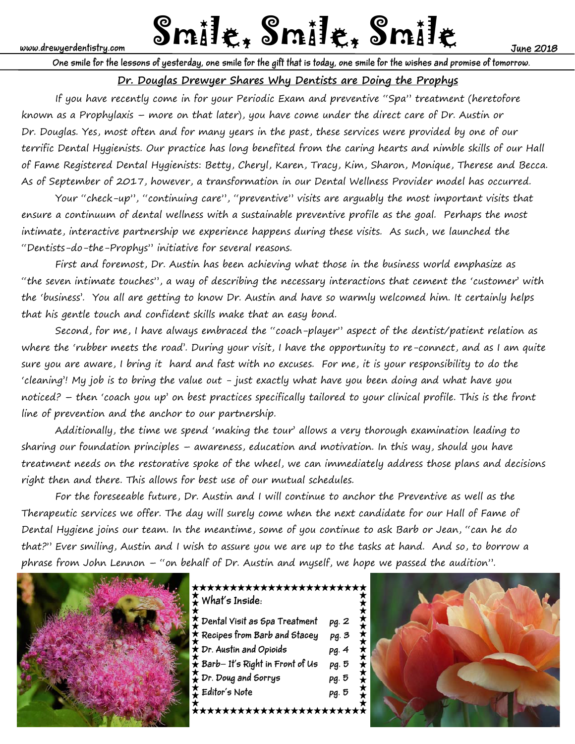www.drewyerdentistry.com

# Smile, Smile, Smile

June 2018

**One smile for the lessons of yesterday, one smile for the gift that is today, one smile for the wishes and promise of tomorrow.**

## Dr. Douglas Drewyer Shares Why Dentists are Doing the Prophys

If you have recently come in for your Periodic Exam and preventive "Spa" treatment (heretofore known as a Prophylaxis – more on that later), you have come under the direct care of Dr. Austin or Dr. Douglas. Yes, most often and for many years in the past, these services were provided by one of our terrific Dental Hygienists. Our practice has long benefited from the caring hearts and nimble skills of our Hall of Fame Registered Dental Hygienists: Betty, Cheryl, Karen, Tracy, Kim, Sharon, Monique, Therese and Becca. As of September of 2017, however, a transformation in our Dental Wellness Provider model has occurred.

Your "check-up", "continuing care", "preventive" visits are arguably the most important visits that ensure a continuum of dental wellness with a sustainable preventive profile as the goal. Perhaps the most intimate, interactive partnership we experience happens during these visits. As such, we launched the "Dentists-do-the-Prophys" initiative for several reasons.

First and foremost, Dr. Austin has been achieving what those in the business world emphasize as "the seven intimate touches", a way of describing the necessary interactions that cement the 'customer' with the 'business'. You all are getting to know Dr. Austin and have so warmly welcomed him. It certainly helps that his gentle touch and confident skills make that an easy bond.

Second, for me, I have always embraced the "coach-player" aspect of the dentist/patient relation as where the 'rubber meets the road'. During your visit, I have the opportunity to re-connect, and as I am quite sure you are aware, I bring it hard and fast with no excuses. For me, it is your responsibility to do the 'cleaning'! My job is to bring the value out - just exactly what have you been doing and what have you noticed? – then 'coach you up' on best practices specifically tailored to your clinical profile. This is the front line of prevention and the anchor to our partnership.

Additionally, the time we spend 'making the tour' allows a very thorough examination leading to sharing our foundation principles – awareness, education and motivation. In this way, should you have treatment needs on the restorative spoke of the wheel, we can immediately address those plans and decisions right then and there. This allows for best use of our mutual schedules.

For the foreseeable future, Dr. Austin and I will continue to anchor the Preventive as well as the Therapeutic services we offer. The day will surely come when the next candidate for our Hall of Fame of Dental Hygiene joins our team. In the meantime, some of you continue to ask Barb or Jean, "can he do that?" Ever smiling, Austin and I wish to assure you we are up to the tasks at hand. And so, to borrow a phrase from John Lennon – "on behalf of Dr. Austin and myself, we hope we passed the audition".

**What's Inside:**

| | |
|---|---|
| Dental Visit as Spa Treatment | pg. 2 |
| Recipes from Barb and Stacey | pg. 3 |
| Dr. Austin and Opioids | pg. 4 |
| Barb– It's Right in Front of Us | pg. 5 |
| Dr. Doug and Sorrys | pg. 5 |
| Editor's Note | pg. 5 |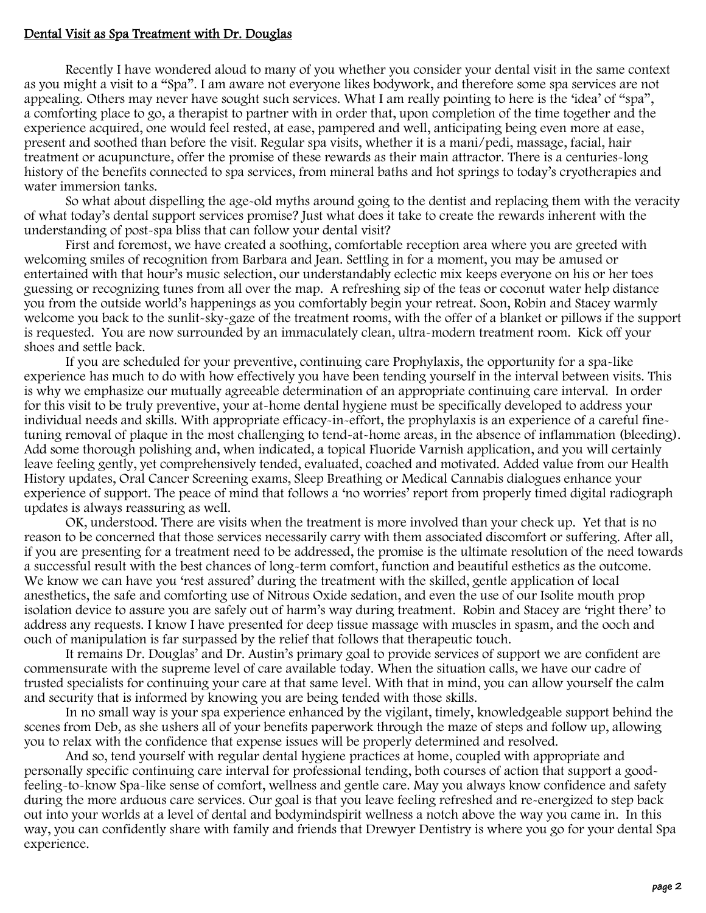## Dental Visit as Spa Treatment with Dr. Douglas

Recently I have wondered aloud to many of you whether you consider your dental visit in the same context as you might a visit to a "Spa". I am aware not everyone likes bodywork, and therefore some spa services are not appealing. Others may never have sought such services. What I am really pointing to here is the 'idea' of "spa", a comforting place to go, a therapist to partner with in order that, upon completion of the time together and the experience acquired, one would feel rested, at ease, pampered and well, anticipating being even more at ease, present and soothed than before the visit. Regular spa visits, whether it is a mani/pedi, massage, facial, hair treatment or acupuncture, offer the promise of these rewards as their main attractor. There is a centuries-long history of the benefits connected to spa services, from mineral baths and hot springs to today's cryotherapies and water immersion tanks.

So what about dispelling the age-old myths around going to the dentist and replacing them with the veracity of what today's dental support services promise? Just what does it take to create the rewards inherent with the understanding of post-spa bliss that can follow your dental visit?

First and foremost, we have created a soothing, comfortable reception area where you are greeted with welcoming smiles of recognition from Barbara and Jean. Settling in for a moment, you may be amused or entertained with that hour's music selection, our understandably eclectic mix keeps everyone on his or her toes guessing or recognizing tunes from all over the map. A refreshing sip of the teas or coconut water help distance you from the outside world's happenings as you comfortably begin your retreat. Soon, Robin and Stacey warmly welcome you back to the sunlit-sky-gaze of the treatment rooms, with the offer of a blanket or pillows if the support is requested. You are now surrounded by an immaculately clean, ultra-modern treatment room. Kick off your shoes and settle back.

If you are scheduled for your preventive, continuing care Prophylaxis, the opportunity for a spa-like experience has much to do with how effectively you have been tending yourself in the interval between visits. This is why we emphasize our mutually agreeable determination of an appropriate continuing care interval. In order for this visit to be truly preventive, your at-home dental hygiene must be specifically developed to address your individual needs and skills. With appropriate efficacy-in-effort, the prophylaxis is an experience of a careful fine-tuning removal of plaque in the most challenging to tend-at-home areas, in the absence of inflammation (bleeding). Add some thorough polishing and, when indicated, a topical Fluoride Varnish application, and you will certainly leave feeling gently, yet comprehensively tended, evaluated, coached and motivated. Added value from our Health History updates, Oral Cancer Screening exams, Sleep Breathing or Medical Cannabis dialogues enhance your experience of support. The peace of mind that follows a 'no worries' report from properly timed digital radiograph updates is always reassuring as well.

OK, understood. There are visits when the treatment is more involved than your check up. Yet that is no reason to be concerned that those services necessarily carry with them associated discomfort or suffering. After all, if you are presenting for a treatment need to be addressed, the promise is the ultimate resolution of the need towards a successful result with the best chances of long-term comfort, function and beautiful esthetics as the outcome. We know we can have you 'rest assured' during the treatment with the skilled, gentle application of local anesthetics, the safe and comforting use of Nitrous Oxide sedation, and even the use of our Isolite mouth prop isolation device to assure you are safely out of harm's way during treatment. Robin and Stacey are 'right there' to address any requests. I know I have presented for deep tissue massage with muscles in spasm, and the ooch and ouch of manipulation is far surpassed by the relief that follows that therapeutic touch.

It remains Dr. Douglas' and Dr. Austin's primary goal to provide services of support we are confident are commensurate with the supreme level of care available today. When the situation calls, we have our cadre of trusted specialists for continuing your care at that same level. With that in mind, you can allow yourself the calm and security that is informed by knowing you are being tended with those skills.

In no small way is your spa experience enhanced by the vigilant, timely, knowledgeable support behind the scenes from Deb, as she ushers all of your benefits paperwork through the maze of steps and follow up, allowing you to relax with the confidence that expense issues will be properly determined and resolved.

And so, tend yourself with regular dental hygiene practices at home, coupled with appropriate and personally specific continuing care interval for professional tending, both courses of action that support a good-feeling-to-know Spa-like sense of comfort, wellness and gentle care. May you always know confidence and safety during the more arduous care services. Our goal is that you leave feeling refreshed and re-energized to step back out into your worlds at a level of dental and bodymindspirit wellness a notch above the way you came in. In this way, you can confidently share with family and friends that Drewyer Dentistry is where you go for your dental Spa experience.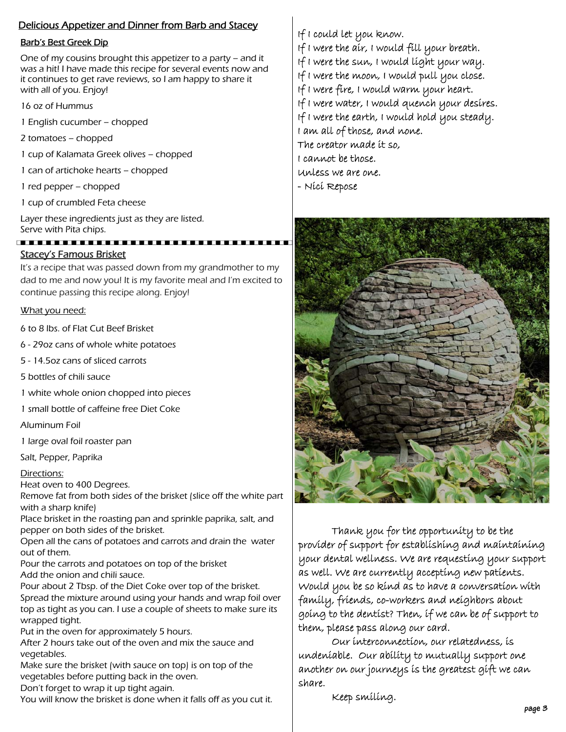## Delicious Appetizer and Dinner from Barb and Stacey

### Barb's Best Greek Dip

One of my cousins brought this appetizer to a party – and it was a hit! I have made this recipe for several events now and it continues to get rave reviews, so I am happy to share it with all of you. Enjoy!

16 oz of Hummus

1 English cucumber – chopped

2 tomatoes – chopped

1 cup of Kalamata Greek olives – chopped

1 can of artichoke hearts – chopped

1 red pepper – chopped

1 cup of crumbled Feta cheese

Layer these ingredients just as they are listed.
Serve with Pita chips.

---

### Stacey's Famous Brisket

It's a recipe that was passed down from my grandmother to my dad to me and now you! It is my favorite meal and I'm excited to continue passing this recipe along. Enjoy!

What you need:

6 to 8 lbs. of Flat Cut Beef Brisket

6 - 29oz cans of whole white potatoes

5 - 14.5oz cans of sliced carrots

5 bottles of chili sauce

1 white whole onion chopped into pieces

1 small bottle of caffeine free Diet Coke

Aluminum Foil

1 large oval foil roaster pan

Salt, Pepper, Paprika

Directions:

Heat oven to 400 Degrees.
Remove fat from both sides of the brisket (slice off the white part with a sharp knife)
Place brisket in the roasting pan and sprinkle paprika, salt, and pepper on both sides of the brisket.
Open all the cans of potatoes and carrots and drain the water out of them.
Pour the carrots and potatoes on top of the brisket
Add the onion and chili sauce.
Pour about 2 Tbsp. of the Diet Coke over top of the brisket.
Spread the mixture around using your hands and wrap foil over top as tight as you can. I use a couple of sheets to make sure its wrapped tight.
Put in the oven for approximately 5 hours.
After 2 hours take out of the oven and mix the sauce and vegetables.
Make sure the brisket (with sauce on top) is on top of the vegetables before putting back in the oven.
Don't forget to wrap it up tight again.
You will know the brisket is done when it falls off as you cut it.

If I could let you know.
If I were the air, I would fill your breath.
If I were the sun, I would light your way.
If I were the moon, I would pull you close.
If I were fire, I would warm your heart.
If I were water, I would quench your desires.
If I were the earth, I would hold you steady.
I am all of those, and none.
The creator made it so,
I cannot be those.
Unless we are one.
- Nici Repose

Thank you for the opportunity to be the provider of support for establishing and maintaining your dental wellness. We are requesting your support as well. We are currently accepting new patients. Would you be so kind as to have a conversation with family, friends, co-workers and neighbors about going to the dentist? Then, if we can be of support to them, please pass along our card.

Our interconnection, our relatedness, is undeniable. Our ability to mutually support one another on our journeys is the greatest gift we can share.

Keep smiling.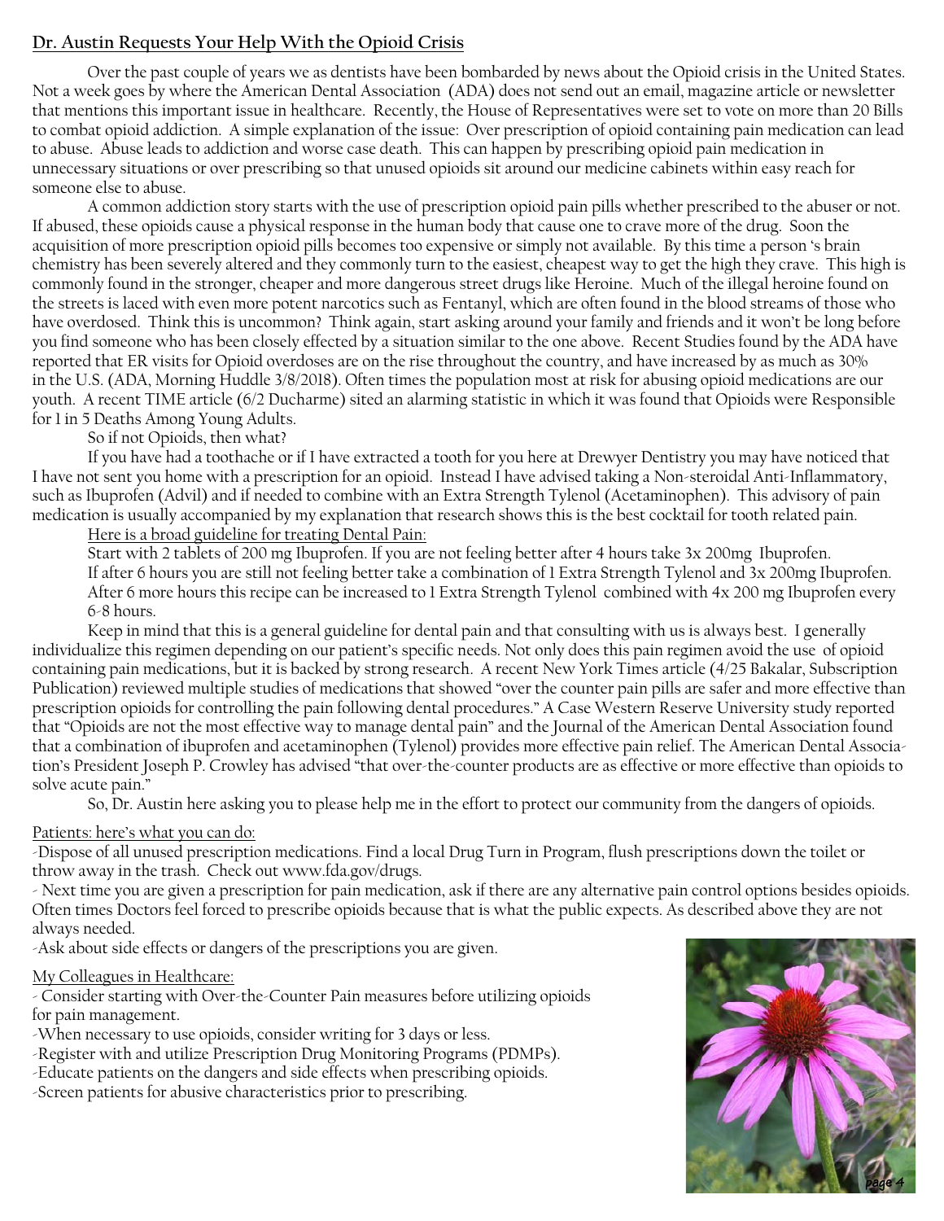## Dr. Austin Requests Your Help With the Opioid Crisis

Over the past couple of years we as dentists have been bombarded by news about the Opioid crisis in the United States. Not a week goes by where the American Dental Association (ADA) does not send out an email, magazine article or newsletter that mentions this important issue in healthcare. Recently, the House of Representatives were set to vote on more than 20 Bills to combat opioid addiction. A simple explanation of the issue: Over prescription of opioid containing pain medication can lead to abuse. Abuse leads to addiction and worse case death. This can happen by prescribing opioid pain medication in unnecessary situations or over prescribing so that unused opioids sit around our medicine cabinets within easy reach for someone else to abuse.

A common addiction story starts with the use of prescription opioid pain pills whether prescribed to the abuser or not. If abused, these opioids cause a physical response in the human body that cause one to crave more of the drug. Soon the acquisition of more prescription opioid pills becomes too expensive or simply not available. By this time a person 's brain chemistry has been severely altered and they commonly turn to the easiest, cheapest way to get the high they crave. This high is commonly found in the stronger, cheaper and more dangerous street drugs like Heroine. Much of the illegal heroine found on the streets is laced with even more potent narcotics such as Fentanyl, which are often found in the blood streams of those who have overdosed. Think this is uncommon? Think again, start asking around your family and friends and it won't be long before you find someone who has been closely effected by a situation similar to the one above. Recent Studies found by the ADA have reported that ER visits for Opioid overdoses are on the rise throughout the country, and have increased by as much as 30% in the U.S. (ADA, Morning Huddle 3/8/2018). Often times the population most at risk for abusing opioid medications are our youth. A recent TIME article (6/2 Ducharme) sited an alarming statistic in which it was found that Opioids were Responsible for 1 in 5 Deaths Among Young Adults.

So if not Opioids, then what?

If you have had a toothache or if I have extracted a tooth for you here at Drewyer Dentistry you may have noticed that I have not sent you home with a prescription for an opioid. Instead I have advised taking a Non-steroidal Anti-Inflammatory, such as Ibuprofen (Advil) and if needed to combine with an Extra Strength Tylenol (Acetaminophen). This advisory of pain medication is usually accompanied by my explanation that research shows this is the best cocktail for tooth related pain.

Here is a broad guideline for treating Dental Pain:

Start with 2 tablets of 200 mg Ibuprofen. If you are not feeling better after 4 hours take 3x 200mg Ibuprofen.
If after 6 hours you are still not feeling better take a combination of 1 Extra Strength Tylenol and 3x 200mg Ibuprofen.
After 6 more hours this recipe can be increased to 1 Extra Strength Tylenol combined with 4x 200 mg Ibuprofen every 6-8 hours.

Keep in mind that this is a general guideline for dental pain and that consulting with us is always best. I generally individualize this regimen depending on our patient's specific needs. Not only does this pain regimen avoid the use of opioid containing pain medications, but it is backed by strong research. A recent New York Times article (4/25 Bakalar, Subscription Publication) reviewed multiple studies of medications that showed "over the counter pain pills are safer and more effective than prescription opioids for controlling the pain following dental procedures." A Case Western Reserve University study reported that "Opioids are not the most effective way to manage dental pain" and the Journal of the American Dental Association found that a combination of ibuprofen and acetaminophen (Tylenol) provides more effective pain relief. The American Dental Association's President Joseph P. Crowley has advised "that over-the-counter products are as effective or more effective than opioids to solve acute pain."

So, Dr. Austin here asking you to please help me in the effort to protect our community from the dangers of opioids.

Patients: here's what you can do:

- Dispose of all unused prescription medications. Find a local Drug Turn in Program, flush prescriptions down the toilet or throw away in the trash. Check out www.fda.gov/drugs.
- Next time you are given a prescription for pain medication, ask if there are any alternative pain control options besides opioids. Often times Doctors feel forced to prescribe opioids because that is what the public expects. As described above they are not always needed.
- Ask about side effects or dangers of the prescriptions you are given.

My Colleagues in Healthcare:

- Consider starting with Over-the-Counter Pain measures before utilizing opioids for pain management.
- When necessary to use opioids, consider writing for 3 days or less.
- Register with and utilize Prescription Drug Monitoring Programs (PDMPs).
- Educate patients on the dangers and side effects when prescribing opioids.
- Screen patients for abusive characteristics prior to prescribing.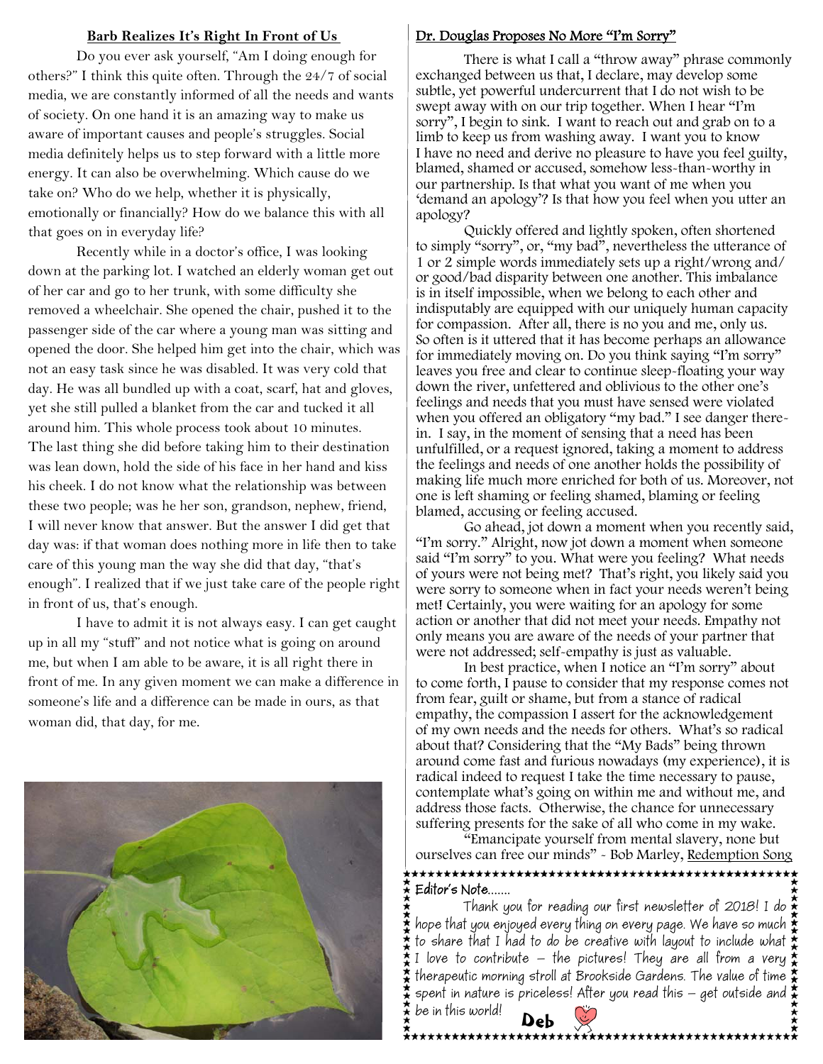## Barb Realizes It's Right In Front of Us

Do you ever ask yourself, "Am I doing enough for others?" I think this quite often. Through the 24/7 of social media, we are constantly informed of all the needs and wants of society. On one hand it is an amazing way to make us aware of important causes and people's struggles. Social media definitely helps us to step forward with a little more energy. It can also be overwhelming. Which cause do we take on? Who do we help, whether it is physically, emotionally or financially? How do we balance this with all that goes on in everyday life?

Recently while in a doctor's office, I was looking down at the parking lot. I watched an elderly woman get out of her car and go to her trunk, with some difficulty she removed a wheelchair. She opened the chair, pushed it to the passenger side of the car where a young man was sitting and opened the door. She helped him get into the chair, which was not an easy task since he was disabled. It was very cold that day. He was all bundled up with a coat, scarf, hat and gloves, yet she still pulled a blanket from the car and tucked it all around him. This whole process took about 10 minutes. The last thing she did before taking him to their destination was lean down, hold the side of his face in her hand and kiss his cheek. I do not know what the relationship was between these two people; was he her son, grandson, nephew, friend, I will never know that answer. But the answer I did get that day was: if that woman does nothing more in life then to take care of this young man the way she did that day, "that's enough". I realized that if we just take care of the people right in front of us, that's enough.

I have to admit it is not always easy. I can get caught up in all my "stuff" and not notice what is going on around me, but when I am able to be aware, it is all right there in front of me. In any given moment we can make a difference in someone's life and a difference can be made in ours, as that woman did, that day, for me.

## Dr. Douglas Proposes No More "I'm Sorry"

There is what I call a "throw away" phrase commonly exchanged between us that, I declare, may develop some subtle, yet powerful undercurrent that I do not wish to be swept away with on our trip together. When I hear "I'm sorry", I begin to sink. I want to reach out and grab on to a limb to keep us from washing away. I want you to know I have no need and derive no pleasure to have you feel guilty, blamed, shamed or accused, somehow less-than-worthy in our partnership. Is that what you want of me when you 'demand an apology'? Is that how you feel when you utter an apology?

Quickly offered and lightly spoken, often shortened to simply "sorry", or, "my bad", nevertheless the utterance of 1 or 2 simple words immediately sets up a right/wrong and/or good/bad disparity between one another. This imbalance is in itself impossible, when we belong to each other and indisputably are equipped with our uniquely human capacity for compassion. After all, there is no you and me, only us. So often is it uttered that it has become perhaps an allowance for immediately moving on. Do you think saying "I'm sorry" leaves you free and clear to continue sleep-floating your way down the river, unfettered and oblivious to the other one's feelings and needs that you must have sensed were violated when you offered an obligatory "my bad." I see danger therein. I say, in the moment of sensing that a need has been unfulfilled, or a request ignored, taking a moment to address the feelings and needs of one another holds the possibility of making life much more enriched for both of us. Moreover, not one is left shaming or feeling shamed, blaming or feeling blamed, accusing or feeling accused.

Go ahead, jot down a moment when you recently said, "I'm sorry." Alright, now jot down a moment when someone said "I'm sorry" to you. What were you feeling? What needs of yours were not being met? That's right, you likely said you were sorry to someone when in fact your needs weren't being met! Certainly, you were waiting for an apology for some action or another that did not meet your needs. Empathy not only means you are aware of the needs of your partner that were not addressed; self-empathy is just as valuable.

In best practice, when I notice an "I'm sorry" about to come forth, I pause to consider that my response comes not from fear, guilt or shame, but from a stance of radical empathy, the compassion I assert for the acknowledgement of my own needs and the needs for others. What's so radical about that? Considering that the "My Bads" being thrown around come fast and furious nowadays (my experience), it is radical indeed to request I take the time necessary to pause, contemplate what's going on within me and without me, and address those facts. Otherwise, the chance for unnecessary suffering presents for the sake of all who come in my wake.

"Emancipate yourself from mental slavery, none but ourselves can free our minds" - Bob Marley, Redemption Song

**Editor's Note.......**

Thank you for reading our first newsletter of 2018! I do hope that you enjoyed every thing on every page. We have so much to share that I had to do be creative with layout to include what I love to contribute – the pictures! They are all from a very therapeutic morning stroll at Brookside Gardens. The value of time spent in nature is priceless! After you read this – get outside and be in this world!

Deb